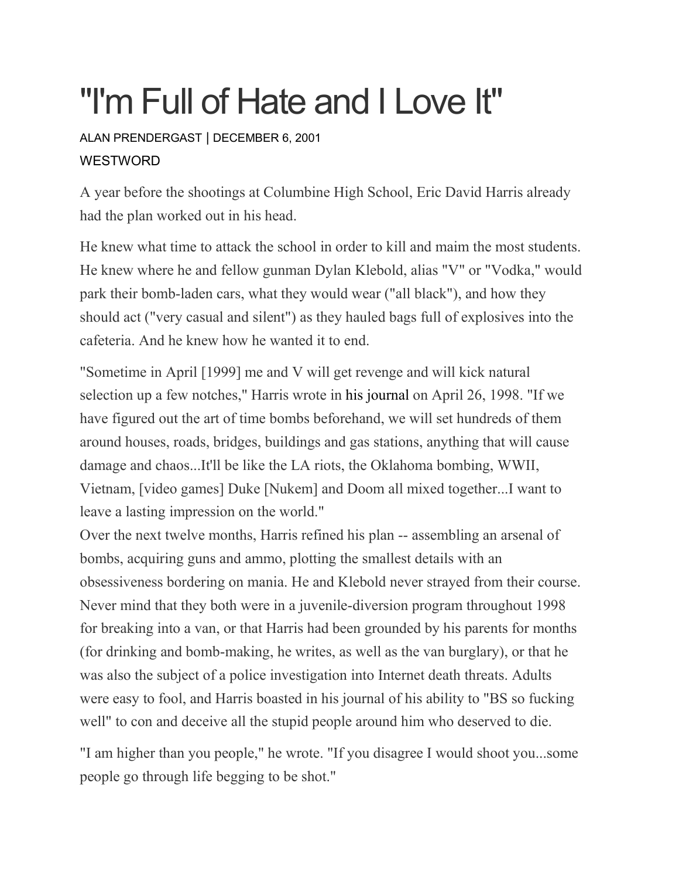# "I'm Full of Hate and I Love It"

ALAN PRENDERGAST | DECEMBER 6, 2001

WESTWORD

A year before the shootings at Columbine High School, Eric David Harris already had the plan worked out in his head.

He knew what time to attack the school in order to kill and maim the most students. He knew where he and fellow gunman Dylan Klebold, alias "V" or "Vodka," would park their bomb-laden cars, what they would wear ("all black"), and how they should act ("very casual and silent") as they hauled bags full of explosives into the cafeteria. And he knew how he wanted it to end.

"Sometime in April [1999] me and V will get revenge and will kick natural selection up a few notches," Harris wrote in his journal on April 26, 1998. "If we have figured out the art of time bombs beforehand, we will set hundreds of them around houses, roads, bridges, buildings and gas stations, anything that will cause damage and chaos...It'll be like the LA riots, the Oklahoma bombing, WWII, Vietnam, [video games] Duke [Nukem] and Doom all mixed together...I want to leave a lasting impression on the world."

Over the next twelve months, Harris refined his plan -- assembling an arsenal of bombs, acquiring guns and ammo, plotting the smallest details with an obsessiveness bordering on mania. He and Klebold never strayed from their course. Never mind that they both were in a juvenile-diversion program throughout 1998 for breaking into a van, or that Harris had been grounded by his parents for months (for drinking and bomb-making, he writes, as well as the van burglary), or that he was also the subject of a police investigation into Internet death threats. Adults were easy to fool, and Harris boasted in his journal of his ability to "BS so fucking well" to con and deceive all the stupid people around him who deserved to die.

"I am higher than you people," he wrote. "If you disagree I would shoot you...some people go through life begging to be shot."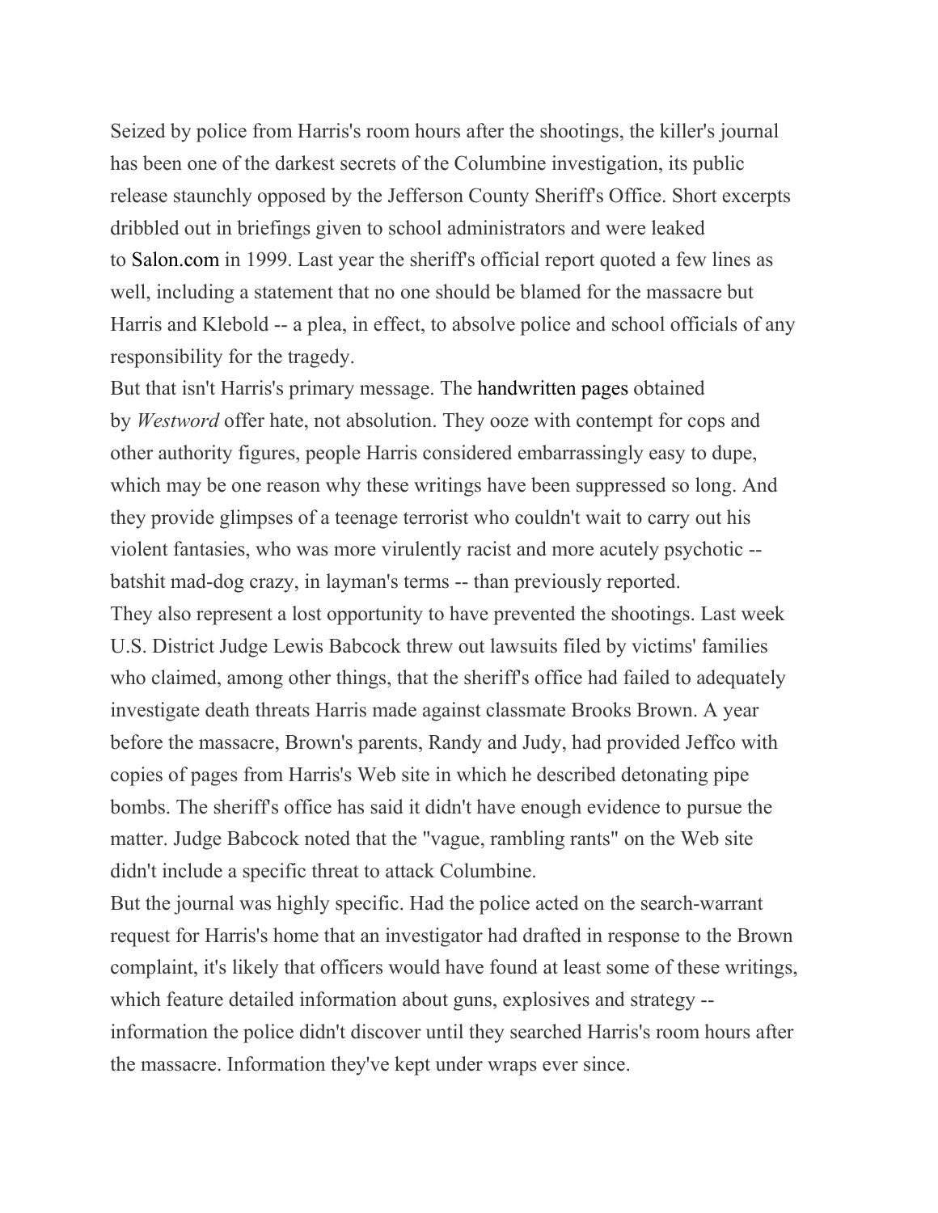Seized by police from Harris's room hours after the shootings, the killer's journal has been one of the darkest secrets of the Columbine investigation, its public release staunchly opposed by the Jefferson County Sheriff's Office. Short excerpts dribbled out in briefings given to school administrators and were leaked to Salon.com in 1999. Last year the sheriff's official report quoted a few lines as well, including a statement that no one should be blamed for the massacre but Harris and Klebold -- a plea, in effect, to absolve police and school officials of any responsibility for the tragedy.

But that isn't Harris's primary message. The handwritten pages obtained by *Westword* offer hate, not absolution. They ooze with contempt for cops and other authority figures, people Harris considered embarrassingly easy to dupe, which may be one reason why these writings have been suppressed so long. And they provide glimpses of a teenage terrorist who couldn't wait to carry out his violent fantasies, who was more virulently racist and more acutely psychotic -- batshit mad-dog crazy, in layman's terms -- than previously reported.

They also represent a lost opportunity to have prevented the shootings. Last week U.S. District Judge Lewis Babcock threw out lawsuits filed by victims' families who claimed, among other things, that the sheriff's office had failed to adequately investigate death threats Harris made against classmate Brooks Brown. A year before the massacre, Brown's parents, Randy and Judy, had provided Jeffco with copies of pages from Harris's Web site in which he described detonating pipe bombs. The sheriff's office has said it didn't have enough evidence to pursue the matter. Judge Babcock noted that the "vague, rambling rants" on the Web site didn't include a specific threat to attack Columbine.

But the journal was highly specific. Had the police acted on the search-warrant request for Harris's home that an investigator had drafted in response to the Brown complaint, it's likely that officers would have found at least some of these writings, which feature detailed information about guns, explosives and strategy -- information the police didn't discover until they searched Harris's room hours after the massacre. Information they've kept under wraps ever since.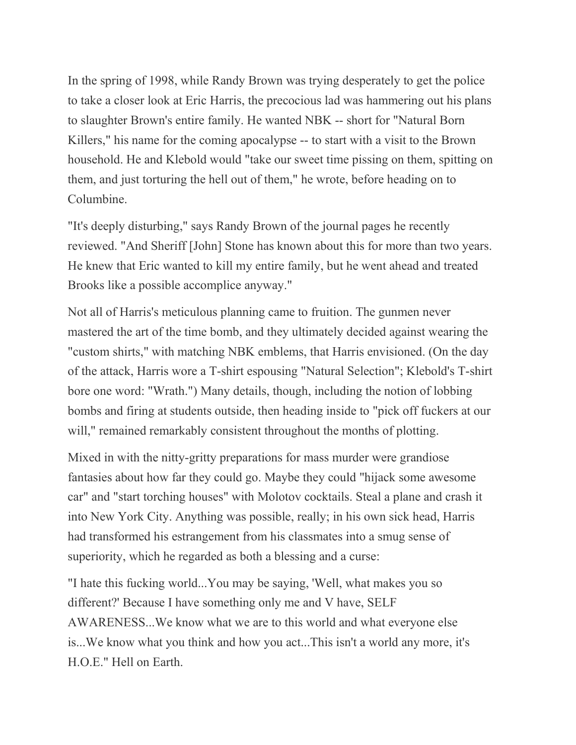In the spring of 1998, while Randy Brown was trying desperately to get the police to take a closer look at Eric Harris, the precocious lad was hammering out his plans to slaughter Brown's entire family. He wanted NBK -- short for "Natural Born Killers," his name for the coming apocalypse -- to start with a visit to the Brown household. He and Klebold would "take our sweet time pissing on them, spitting on them, and just torturing the hell out of them," he wrote, before heading on to Columbine.

"It's deeply disturbing," says Randy Brown of the journal pages he recently reviewed. "And Sheriff [John] Stone has known about this for more than two years. He knew that Eric wanted to kill my entire family, but he went ahead and treated Brooks like a possible accomplice anyway."

Not all of Harris's meticulous planning came to fruition. The gunmen never mastered the art of the time bomb, and they ultimately decided against wearing the "custom shirts," with matching NBK emblems, that Harris envisioned. (On the day of the attack, Harris wore a T-shirt espousing "Natural Selection"; Klebold's T-shirt bore one word: "Wrath.") Many details, though, including the notion of lobbing bombs and firing at students outside, then heading inside to "pick off fuckers at our will," remained remarkably consistent throughout the months of plotting.

Mixed in with the nitty-gritty preparations for mass murder were grandiose fantasies about how far they could go. Maybe they could "hijack some awesome car" and "start torching houses" with Molotov cocktails. Steal a plane and crash it into New York City. Anything was possible, really; in his own sick head, Harris had transformed his estrangement from his classmates into a smug sense of superiority, which he regarded as both a blessing and a curse:

"I hate this fucking world...You may be saying, 'Well, what makes you so different?' Because I have something only me and V have, SELF AWARENESS...We know what we are to this world and what everyone else is...We know what you think and how you act...This isn't a world any more, it's H.O.E." Hell on Earth.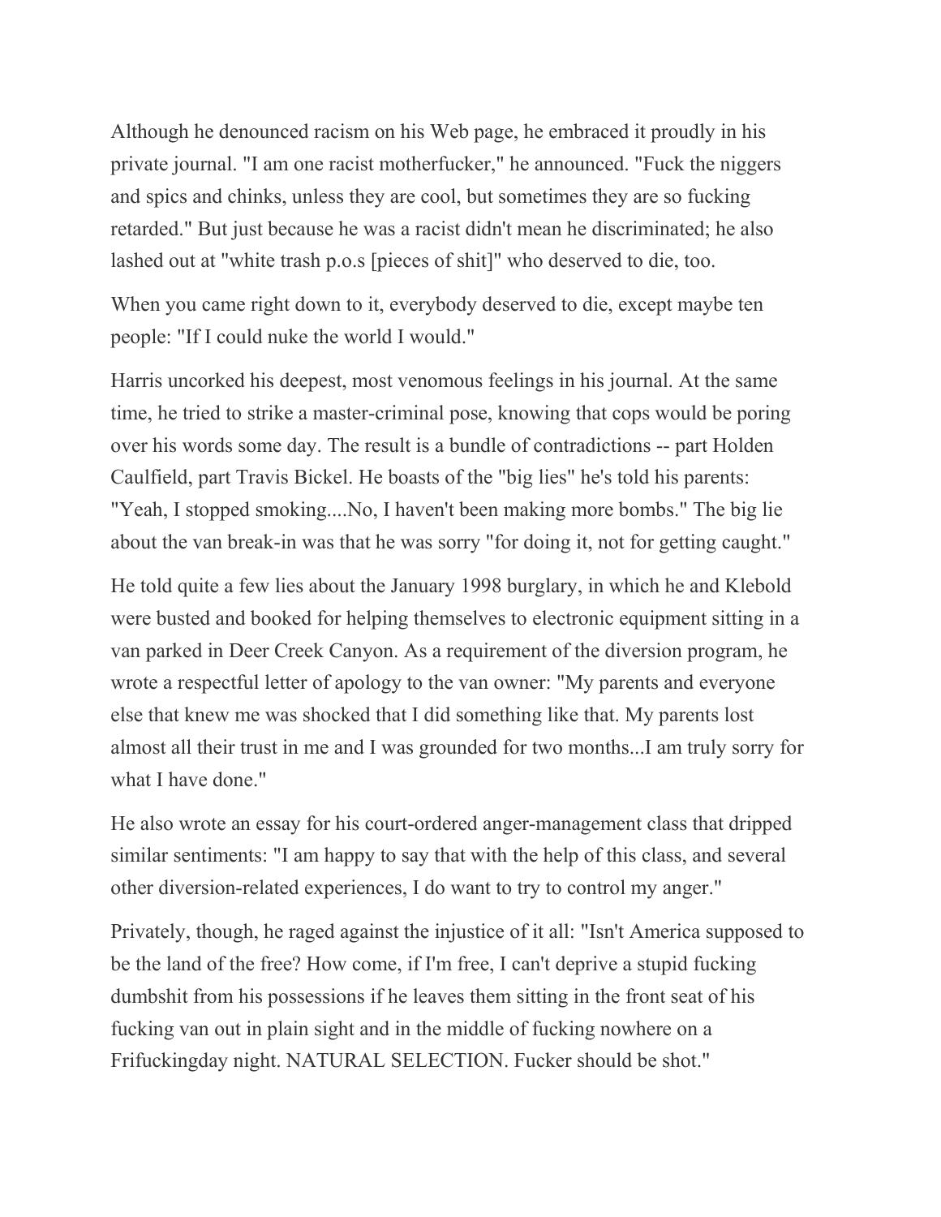Although he denounced racism on his Web page, he embraced it proudly in his private journal. "I am one racist motherfucker," he announced. "Fuck the niggers and spics and chinks, unless they are cool, but sometimes they are so fucking retarded." But just because he was a racist didn't mean he discriminated; he also lashed out at "white trash p.o.s [pieces of shit]" who deserved to die, too.

When you came right down to it, everybody deserved to die, except maybe ten people: "If I could nuke the world I would."

Harris uncorked his deepest, most venomous feelings in his journal. At the same time, he tried to strike a master-criminal pose, knowing that cops would be poring over his words some day. The result is a bundle of contradictions -- part Holden Caulfield, part Travis Bickel. He boasts of the "big lies" he's told his parents: "Yeah, I stopped smoking....No, I haven't been making more bombs." The big lie about the van break-in was that he was sorry "for doing it, not for getting caught."

He told quite a few lies about the January 1998 burglary, in which he and Klebold were busted and booked for helping themselves to electronic equipment sitting in a van parked in Deer Creek Canyon. As a requirement of the diversion program, he wrote a respectful letter of apology to the van owner: "My parents and everyone else that knew me was shocked that I did something like that. My parents lost almost all their trust in me and I was grounded for two months...I am truly sorry for what I have done."

He also wrote an essay for his court-ordered anger-management class that dripped similar sentiments: "I am happy to say that with the help of this class, and several other diversion-related experiences, I do want to try to control my anger."

Privately, though, he raged against the injustice of it all: "Isn't America supposed to be the land of the free? How come, if I'm free, I can't deprive a stupid fucking dumbshit from his possessions if he leaves them sitting in the front seat of his fucking van out in plain sight and in the middle of fucking nowhere on a Frifuckingday night. NATURAL SELECTION. Fucker should be shot."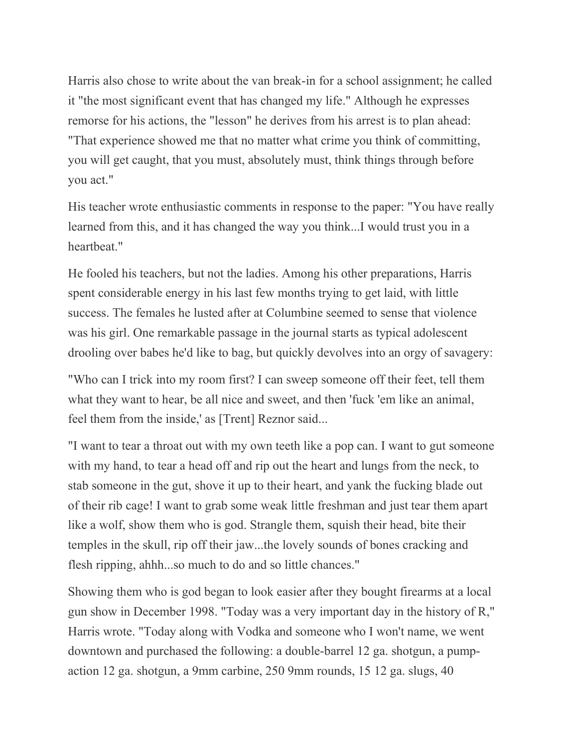Harris also chose to write about the van break-in for a school assignment; he called it "the most significant event that has changed my life." Although he expresses remorse for his actions, the "lesson" he derives from his arrest is to plan ahead: "That experience showed me that no matter what crime you think of committing, you will get caught, that you must, absolutely must, think things through before you act."

His teacher wrote enthusiastic comments in response to the paper: "You have really learned from this, and it has changed the way you think...I would trust you in a heartbeat."

He fooled his teachers, but not the ladies. Among his other preparations, Harris spent considerable energy in his last few months trying to get laid, with little success. The females he lusted after at Columbine seemed to sense that violence was his girl. One remarkable passage in the journal starts as typical adolescent drooling over babes he'd like to bag, but quickly devolves into an orgy of savagery:

"Who can I trick into my room first? I can sweep someone off their feet, tell them what they want to hear, be all nice and sweet, and then 'fuck 'em like an animal, feel them from the inside,' as [Trent] Reznor said...

"I want to tear a throat out with my own teeth like a pop can. I want to gut someone with my hand, to tear a head off and rip out the heart and lungs from the neck, to stab someone in the gut, shove it up to their heart, and yank the fucking blade out of their rib cage! I want to grab some weak little freshman and just tear them apart like a wolf, show them who is god. Strangle them, squish their head, bite their temples in the skull, rip off their jaw...the lovely sounds of bones cracking and flesh ripping, ahhh...so much to do and so little chances."

Showing them who is god began to look easier after they bought firearms at a local gun show in December 1998. "Today was a very important day in the history of R," Harris wrote. "Today along with Vodka and someone who I won't name, we went downtown and purchased the following: a double-barrel 12 ga. shotgun, a pump-action 12 ga. shotgun, a 9mm carbine, 250 9mm rounds, 15 12 ga. slugs, 40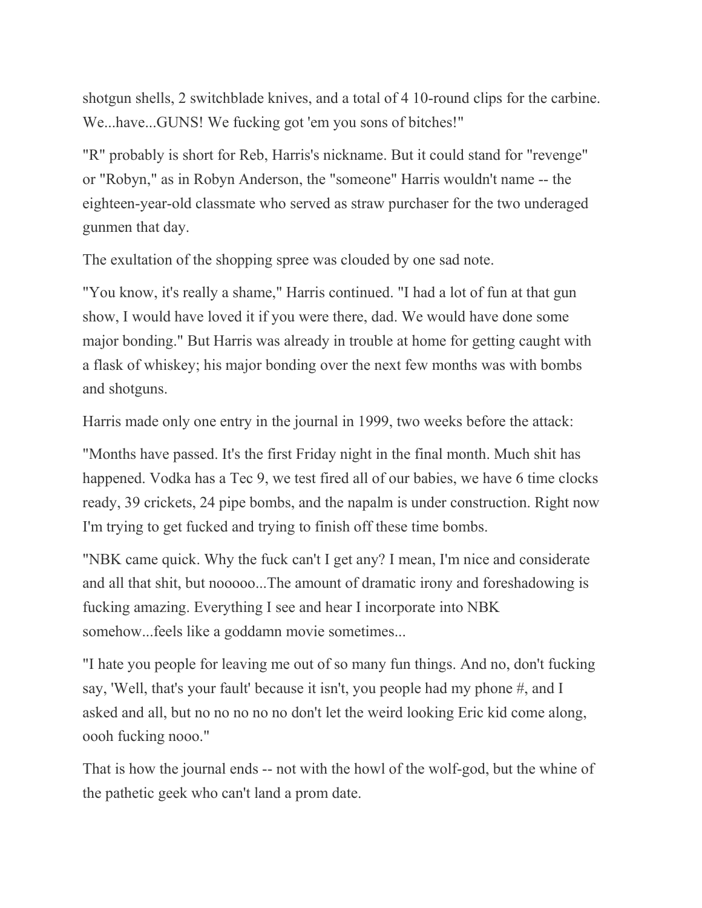shotgun shells, 2 switchblade knives, and a total of 4 10-round clips for the carbine. We...have...GUNS! We fucking got 'em you sons of bitches!"

"R" probably is short for Reb, Harris's nickname. But it could stand for "revenge" or "Robyn," as in Robyn Anderson, the "someone" Harris wouldn't name -- the eighteen-year-old classmate who served as straw purchaser for the two underaged gunmen that day.

The exultation of the shopping spree was clouded by one sad note.

"You know, it's really a shame," Harris continued. "I had a lot of fun at that gun show, I would have loved it if you were there, dad. We would have done some major bonding." But Harris was already in trouble at home for getting caught with a flask of whiskey; his major bonding over the next few months was with bombs and shotguns.

Harris made only one entry in the journal in 1999, two weeks before the attack:

"Months have passed. It's the first Friday night in the final month. Much shit has happened. Vodka has a Tec 9, we test fired all of our babies, we have 6 time clocks ready, 39 crickets, 24 pipe bombs, and the napalm is under construction. Right now I'm trying to get fucked and trying to finish off these time bombs.

"NBK came quick. Why the fuck can't I get any? I mean, I'm nice and considerate and all that shit, but nooooo...The amount of dramatic irony and foreshadowing is fucking amazing. Everything I see and hear I incorporate into NBK somehow...feels like a goddamn movie sometimes...

"I hate you people for leaving me out of so many fun things. And no, don't fucking say, 'Well, that's your fault' because it isn't, you people had my phone #, and I asked and all, but no no no no no don't let the weird looking Eric kid come along, oooh fucking nooo."

That is how the journal ends -- not with the howl of the wolf-god, but the whine of the pathetic geek who can't land a prom date.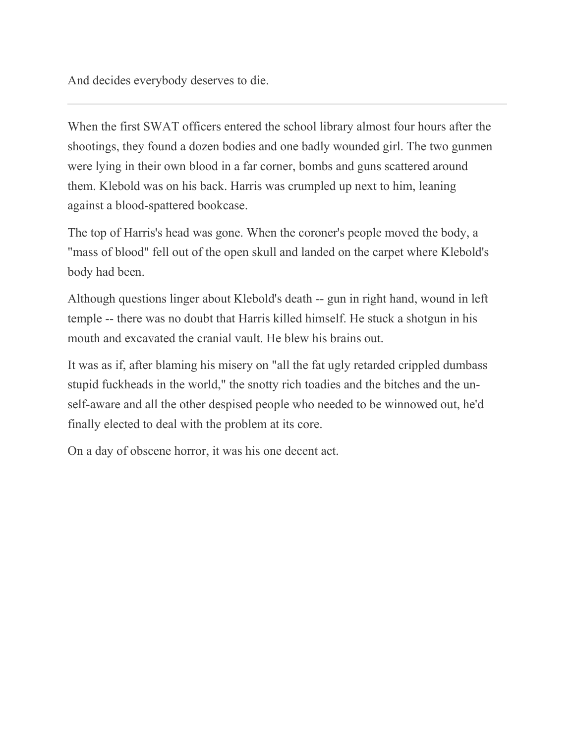And decides everybody deserves to die.

---

When the first SWAT officers entered the school library almost four hours after the shootings, they found a dozen bodies and one badly wounded girl. The two gunmen were lying in their own blood in a far corner, bombs and guns scattered around them. Klebold was on his back. Harris was crumpled up next to him, leaning against a blood-spattered bookcase.

The top of Harris's head was gone. When the coroner's people moved the body, a "mass of blood" fell out of the open skull and landed on the carpet where Klebold's body had been.

Although questions linger about Klebold's death -- gun in right hand, wound in left temple -- there was no doubt that Harris killed himself. He stuck a shotgun in his mouth and excavated the cranial vault. He blew his brains out.

It was as if, after blaming his misery on "all the fat ugly retarded crippled dumbass stupid fuckheads in the world," the snotty rich toadies and the bitches and the un-self-aware and all the other despised people who needed to be winnowed out, he'd finally elected to deal with the problem at its core.

On a day of obscene horror, it was his one decent act.